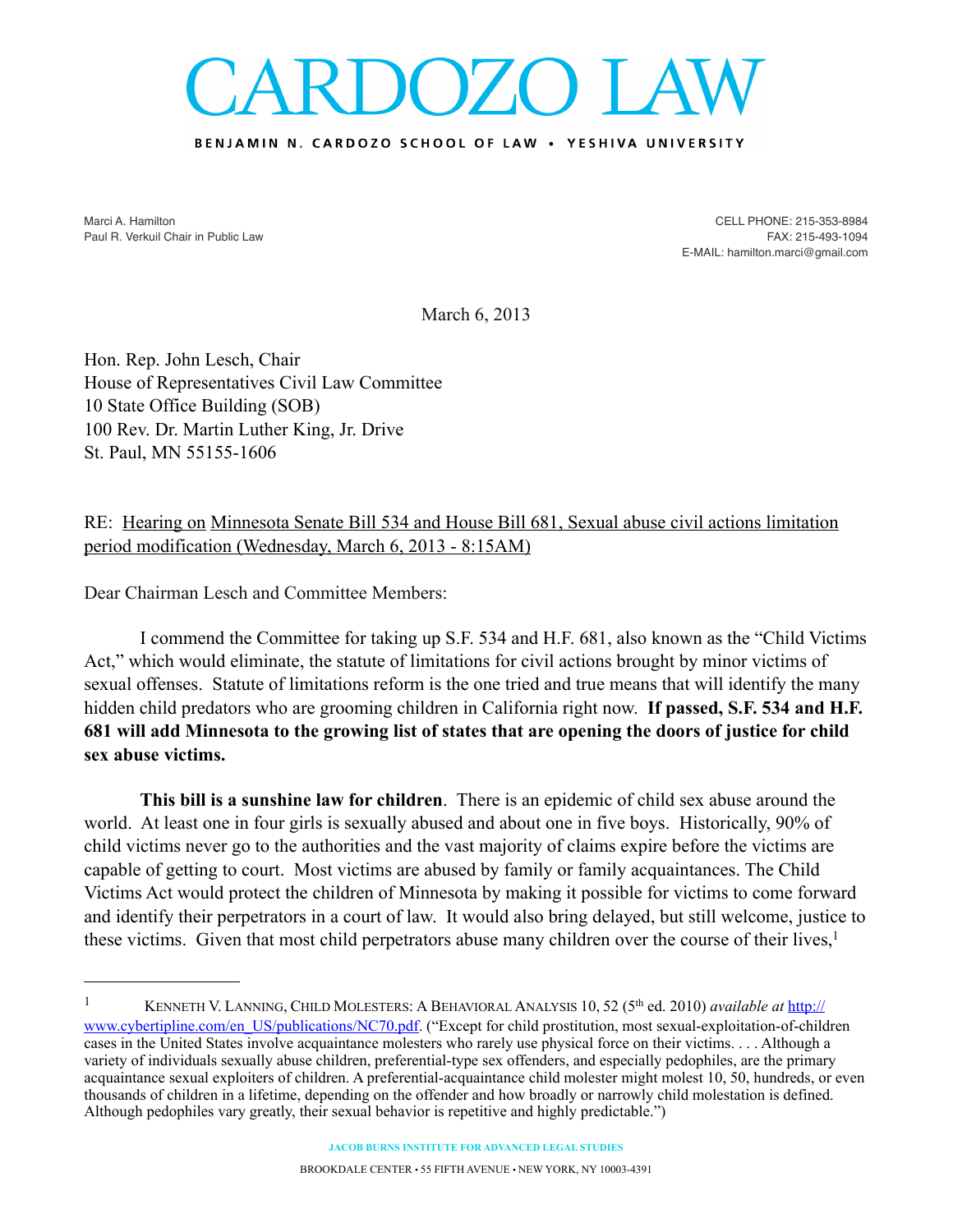# CARDOZO LAW

**BENJAMIN N. CARDOZO SCHOOL OF LAW • YESHIVA UNIVERSITY**

Marci A. Hamilton
Paul R. Verkuil Chair in Public Law

CELL PHONE: 215-353-8984
FAX: 215-493-1094
E-MAIL: hamilton.marci@gmail.com

March 6, 2013

Hon. Rep. John Lesch, Chair
House of Representatives Civil Law Committee
10 State Office Building (SOB)
100 Rev. Dr. Martin Luther King, Jr. Drive
St. Paul, MN 55155-1606

RE: Hearing on Minnesota Senate Bill 534 and House Bill 681, Sexual abuse civil actions limitation period modification (Wednesday, March 6, 2013 - 8:15AM)

Dear Chairman Lesch and Committee Members:

I commend the Committee for taking up S.F. 534 and H.F. 681, also known as the "Child Victims Act," which would eliminate, the statute of limitations for civil actions brought by minor victims of sexual offenses. Statute of limitations reform is the one tried and true means that will identify the many hidden child predators who are grooming children in California right now. **If passed, S.F. 534 and H.F. 681 will add Minnesota to the growing list of states that are opening the doors of justice for child sex abuse victims.**

**This bill is a sunshine law for children**. There is an epidemic of child sex abuse around the world. At least one in four girls is sexually abused and about one in five boys. Historically, 90% of child victims never go to the authorities and the vast majority of claims expire before the victims are capable of getting to court. Most victims are abused by family or family acquaintances. The Child Victims Act would protect the children of Minnesota by making it possible for victims to come forward and identify their perpetrators in a court of law. It would also bring delayed, but still welcome, justice to these victims. Given that most child perpetrators abuse many children over the course of their lives,[1]

---

[1] KENNETH V. LANNING, CHILD MOLESTERS: A BEHAVIORAL ANALYSIS 10, 52 (5th ed. 2010) *available at* http://www.cybertipline.com/en_US/publications/NC70.pdf. ("Except for child prostitution, most sexual-exploitation-of-children cases in the United States involve acquaintance molesters who rarely use physical force on their victims. . . . Although a variety of individuals sexually abuse children, preferential-type sex offenders, and especially pedophiles, are the primary acquaintance sexual exploiters of children. A preferential-acquaintance child molester might molest 10, 50, hundreds, or even thousands of children in a lifetime, depending on the offender and how broadly or narrowly child molestation is defined. Although pedophiles vary greatly, their sexual behavior is repetitive and highly predictable.")

JACOB BURNS INSTITUTE FOR ADVANCED LEGAL STUDIES

BROOKDALE CENTER • 55 FIFTH AVENUE • NEW YORK, NY 10003-4391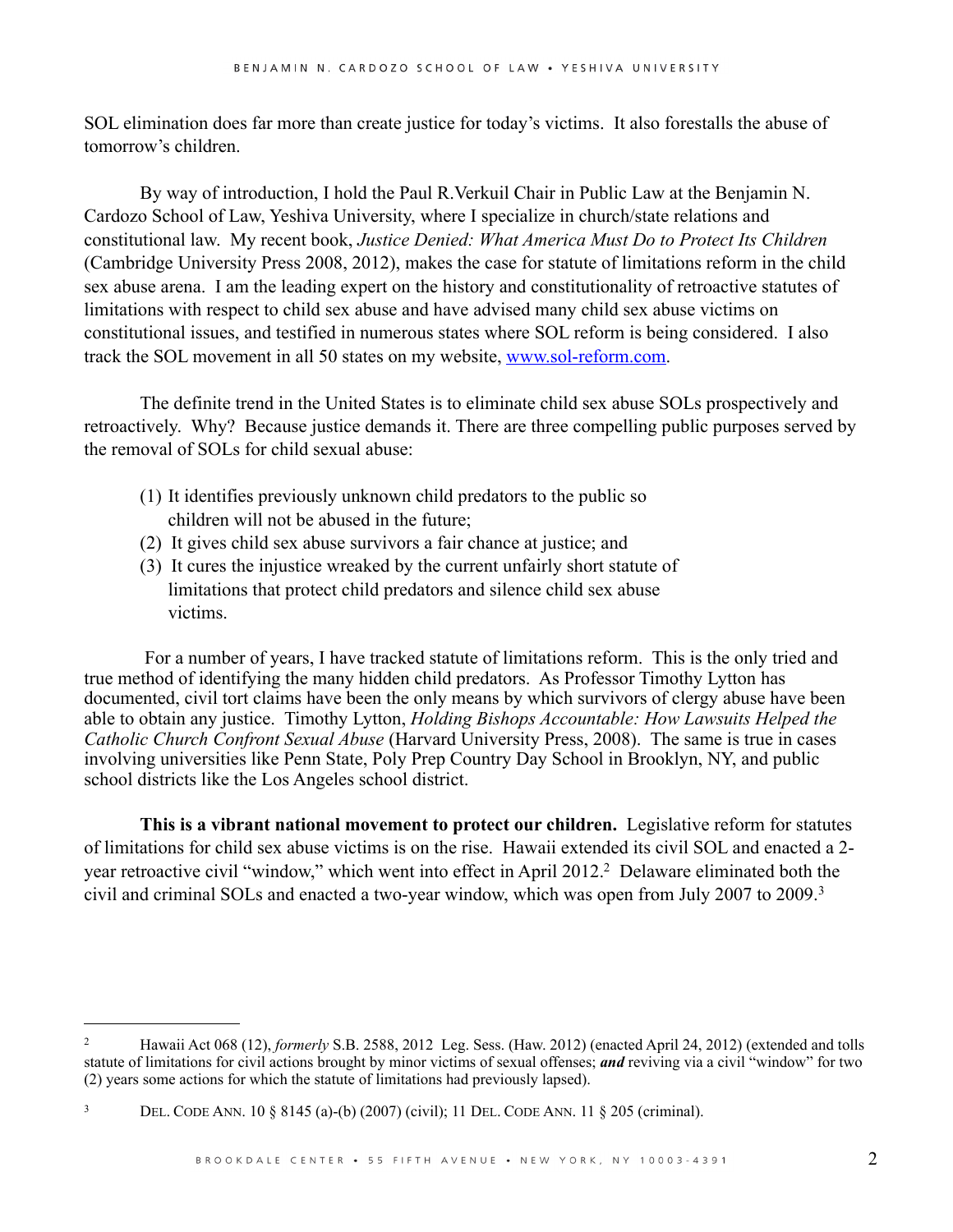SOL elimination does far more than create justice for today's victims. It also forestalls the abuse of tomorrow's children.

By way of introduction, I hold the Paul R.Verkuil Chair in Public Law at the Benjamin N. Cardozo School of Law, Yeshiva University, where I specialize in church/state relations and constitutional law. My recent book, *Justice Denied: What America Must Do to Protect Its Children* (Cambridge University Press 2008, 2012), makes the case for statute of limitations reform in the child sex abuse arena. I am the leading expert on the history and constitutionality of retroactive statutes of limitations with respect to child sex abuse and have advised many child sex abuse victims on constitutional issues, and testified in numerous states where SOL reform is being considered. I also track the SOL movement in all 50 states on my website, [www.sol-reform.com](http://www.sol-reform.com).

The definite trend in the United States is to eliminate child sex abuse SOLs prospectively and retroactively. Why? Because justice demands it. There are three compelling public purposes served by the removal of SOLs for child sexual abuse:

(1) It identifies previously unknown child predators to the public so children will not be abused in the future;
(2) It gives child sex abuse survivors a fair chance at justice; and
(3) It cures the injustice wreaked by the current unfairly short statute of limitations that protect child predators and silence child sex abuse victims.

For a number of years, I have tracked statute of limitations reform. This is the only tried and true method of identifying the many hidden child predators. As Professor Timothy Lytton has documented, civil tort claims have been the only means by which survivors of clergy abuse have been able to obtain any justice. Timothy Lytton, *Holding Bishops Accountable: How Lawsuits Helped the Catholic Church Confront Sexual Abuse* (Harvard University Press, 2008). The same is true in cases involving universities like Penn State, Poly Prep Country Day School in Brooklyn, NY, and public school districts like the Los Angeles school district.

**This is a vibrant national movement to protect our children.** Legislative reform for statutes of limitations for child sex abuse victims is on the rise. Hawaii extended its civil SOL and enacted a 2-year retroactive civil "window," which went into effect in April 2012.[2] Delaware eliminated both the civil and criminal SOLs and enacted a two-year window, which was open from July 2007 to 2009.[3]

---

[2] Hawaii Act 068 (12), *formerly* S.B. 2588, 2012 Leg. Sess. (Haw. 2012) (enacted April 24, 2012) (extended and tolls statute of limitations for civil actions brought by minor victims of sexual offenses; ***and*** reviving via a civil "window" for two (2) years some actions for which the statute of limitations had previously lapsed).

[3] DEL. CODE ANN. 10 § 8145 (a)-(b) (2007) (civil); 11 DEL. CODE ANN. 11 § 205 (criminal).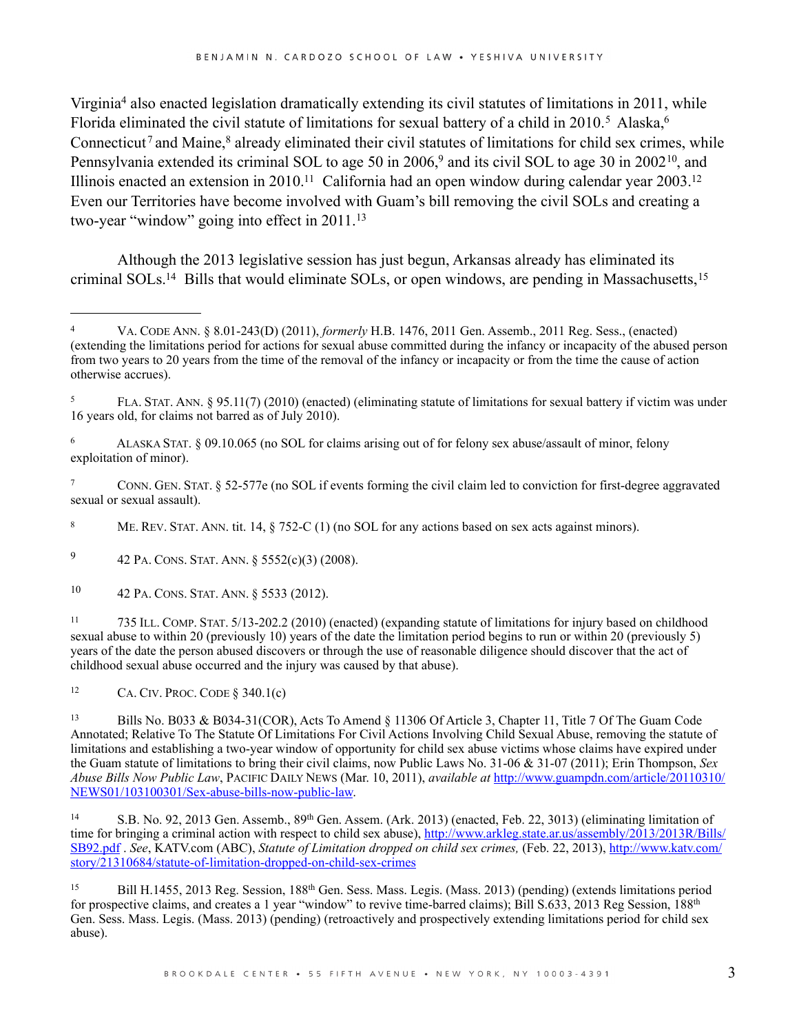Virginia[4] also enacted legislation dramatically extending its civil statutes of limitations in 2011, while Florida eliminated the civil statute of limitations for sexual battery of a child in 2010.[5] Alaska,[6] Connecticut[7] and Maine,[8] already eliminated their civil statutes of limitations for child sex crimes, while Pennsylvania extended its criminal SOL to age 50 in 2006,[9] and its civil SOL to age 30 in 2002[10], and Illinois enacted an extension in 2010.[11] California had an open window during calendar year 2003.[12] Even our Territories have become involved with Guam's bill removing the civil SOLs and creating a two-year "window" going into effect in 2011.[13]

Although the 2013 legislative session has just begun, Arkansas already has eliminated its criminal SOLs.[14] Bills that would eliminate SOLs, or open windows, are pending in Massachusetts,[15]

---

[4] VA. CODE ANN. § 8.01-243(D) (2011), *formerly* H.B. 1476, 2011 Gen. Assemb., 2011 Reg. Sess., (enacted) (extending the limitations period for actions for sexual abuse committed during the infancy or incapacity of the abused person from two years to 20 years from the time of the removal of the infancy or incapacity or from the time the cause of action otherwise accrues).

[5] FLA. STAT. ANN. § 95.11(7) (2010) (enacted) (eliminating statute of limitations for sexual battery if victim was under 16 years old, for claims not barred as of July 2010).

[6] ALASKA STAT. § 09.10.065 (no SOL for claims arising out of for felony sex abuse/assault of minor, felony exploitation of minor).

[7] CONN. GEN. STAT. § 52-577e (no SOL if events forming the civil claim led to conviction for first-degree aggravated sexual or sexual assault).

[8] ME. REV. STAT. ANN. tit. 14, § 752-C (1) (no SOL for any actions based on sex acts against minors).

[9] 42 PA. CONS. STAT. ANN. § 5552(c)(3) (2008).

[10] 42 PA. CONS. STAT. ANN. § 5533 (2012).

[11] 735 ILL. COMP. STAT. 5/13-202.2 (2010) (enacted) (expanding statute of limitations for injury based on childhood sexual abuse to within 20 (previously 10) years of the date the limitation period begins to run or within 20 (previously 5) years of the date the person abused discovers or through the use of reasonable diligence should discover that the act of childhood sexual abuse occurred and the injury was caused by that abuse).

[12] CA. CIV. PROC. CODE § 340.1(c)

[13] Bills No. B033 & B034-31(COR), Acts To Amend § 11306 Of Article 3, Chapter 11, Title 7 Of The Guam Code Annotated; Relative To The Statute Of Limitations For Civil Actions Involving Child Sexual Abuse, removing the statute of limitations and establishing a two-year window of opportunity for child sex abuse victims whose claims have expired under the Guam statute of limitations to bring their civil claims, now Public Laws No. 31-06 & 31-07 (2011); Erin Thompson, *Sex Abuse Bills Now Public Law*, PACIFIC DAILY NEWS (Mar. 10, 2011), *available at* http://www.guampdn.com/article/20110310/NEWS01/103100301/Sex-abuse-bills-now-public-law.

[14] S.B. No. 92, 2013 Gen. Assemb., 89th Gen. Assem. (Ark. 2013) (enacted, Feb. 22, 3013) (eliminating limitation of time for bringing a criminal action with respect to child sex abuse), http://www.arkleg.state.ar.us/assembly/2013/2013R/Bills/SB92.pdf . *See*, KATV.com (ABC), *Statute of Limitation dropped on child sex crimes,* (Feb. 22, 2013), http://www.katv.com/story/21310684/statute-of-limitation-dropped-on-child-sex-crimes

[15] Bill H.1455, 2013 Reg. Session, 188th Gen. Sess. Mass. Legis. (Mass. 2013) (pending) (extends limitations period for prospective claims, and creates a 1 year "window" to revive time-barred claims); Bill S.633, 2013 Reg Session, 188th Gen. Sess. Mass. Legis. (Mass. 2013) (pending) (retroactively and prospectively extending limitations period for child sex abuse).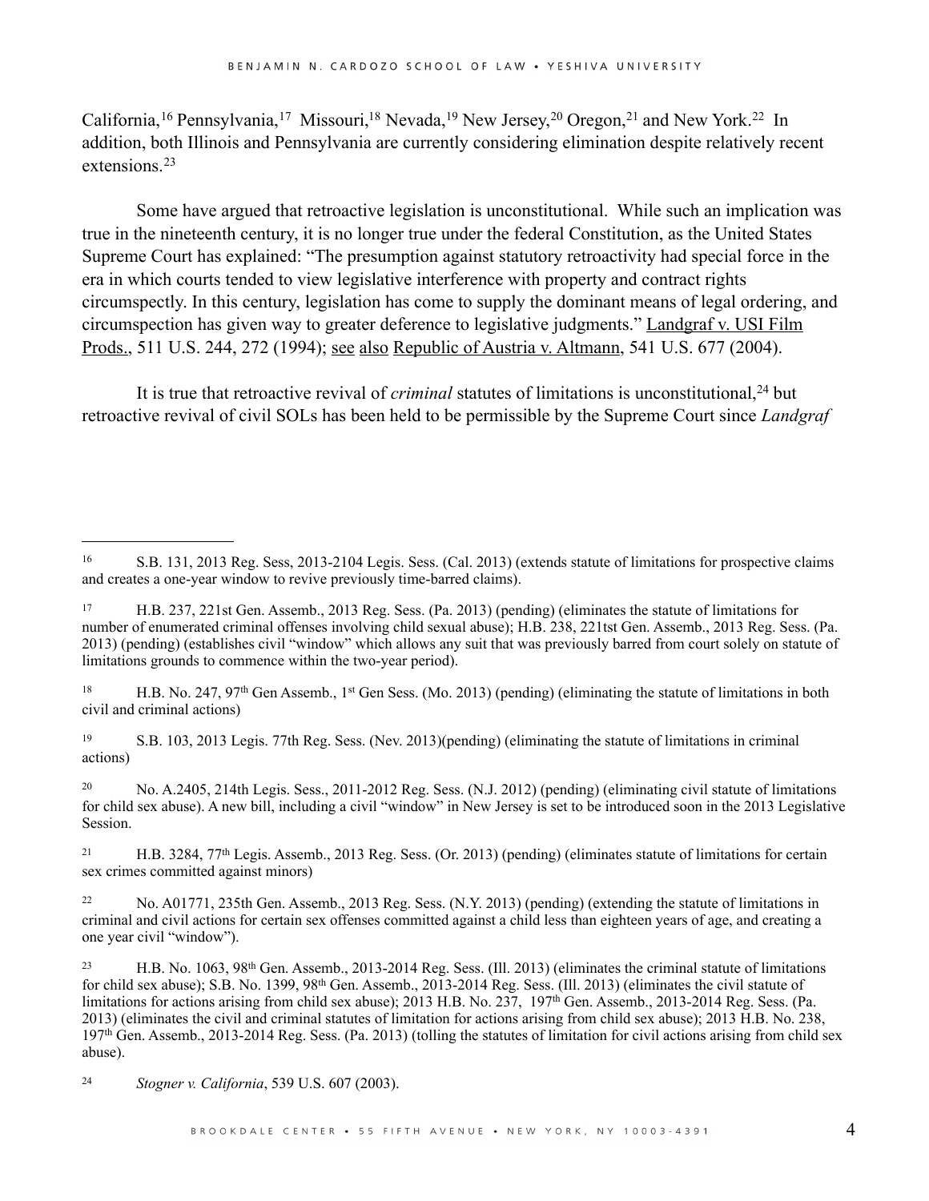California,[16] Pennsylvania,[17] Missouri,[18] Nevada,[19] New Jersey,[20] Oregon,[21] and New York.[22] In addition, both Illinois and Pennsylvania are currently considering elimination despite relatively recent extensions.[23]

Some have argued that retroactive legislation is unconstitutional. While such an implication was true in the nineteenth century, it is no longer true under the federal Constitution, as the United States Supreme Court has explained: "The presumption against statutory retroactivity had special force in the era in which courts tended to view legislative interference with property and contract rights circumspectly. In this century, legislation has come to supply the dominant means of legal ordering, and circumspection has given way to greater deference to legislative judgments." Landgraf v. USI Film Prods., 511 U.S. 244, 272 (1994); see also Republic of Austria v. Altmann, 541 U.S. 677 (2004).

It is true that retroactive revival of *criminal* statutes of limitations is unconstitutional,[24] but retroactive revival of civil SOLs has been held to be permissible by the Supreme Court since *Landgraf*

---

[16] S.B. 131, 2013 Reg. Sess, 2013-2104 Legis. Sess. (Cal. 2013) (extends statute of limitations for prospective claims and creates a one-year window to revive previously time-barred claims).

[17] H.B. 237, 221st Gen. Assemb., 2013 Reg. Sess. (Pa. 2013) (pending) (eliminates the statute of limitations for number of enumerated criminal offenses involving child sexual abuse); H.B. 238, 221tst Gen. Assemb., 2013 Reg. Sess. (Pa. 2013) (pending) (establishes civil "window" which allows any suit that was previously barred from court solely on statute of limitations grounds to commence within the two-year period).

[18] H.B. No. 247, 97th Gen Assemb., 1st Gen Sess. (Mo. 2013) (pending) (eliminating the statute of limitations in both civil and criminal actions)

[19] S.B. 103, 2013 Legis. 77th Reg. Sess. (Nev. 2013)(pending) (eliminating the statute of limitations in criminal actions)

[20] No. A.2405, 214th Legis. Sess., 2011-2012 Reg. Sess. (N.J. 2012) (pending) (eliminating civil statute of limitations for child sex abuse). A new bill, including a civil "window" in New Jersey is set to be introduced soon in the 2013 Legislative Session.

[21] H.B. 3284, 77th Legis. Assemb., 2013 Reg. Sess. (Or. 2013) (pending) (eliminates statute of limitations for certain sex crimes committed against minors)

[22] No. A01771, 235th Gen. Assemb., 2013 Reg. Sess. (N.Y. 2013) (pending) (extending the statute of limitations in criminal and civil actions for certain sex offenses committed against a child less than eighteen years of age, and creating a one year civil "window").

[23] H.B. No. 1063, 98th Gen. Assemb., 2013-2014 Reg. Sess. (Ill. 2013) (eliminates the criminal statute of limitations for child sex abuse); S.B. No. 1399, 98th Gen. Assemb., 2013-2014 Reg. Sess. (Ill. 2013) (eliminates the civil statute of limitations for actions arising from child sex abuse); 2013 H.B. No. 237, 197th Gen. Assemb., 2013-2014 Reg. Sess. (Pa. 2013) (eliminates the civil and criminal statutes of limitation for actions arising from child sex abuse); 2013 H.B. No. 238, 197th Gen. Assemb., 2013-2014 Reg. Sess. (Pa. 2013) (tolling the statutes of limitation for civil actions arising from child sex abuse).

[24] *Stogner v. California*, 539 U.S. 607 (2003).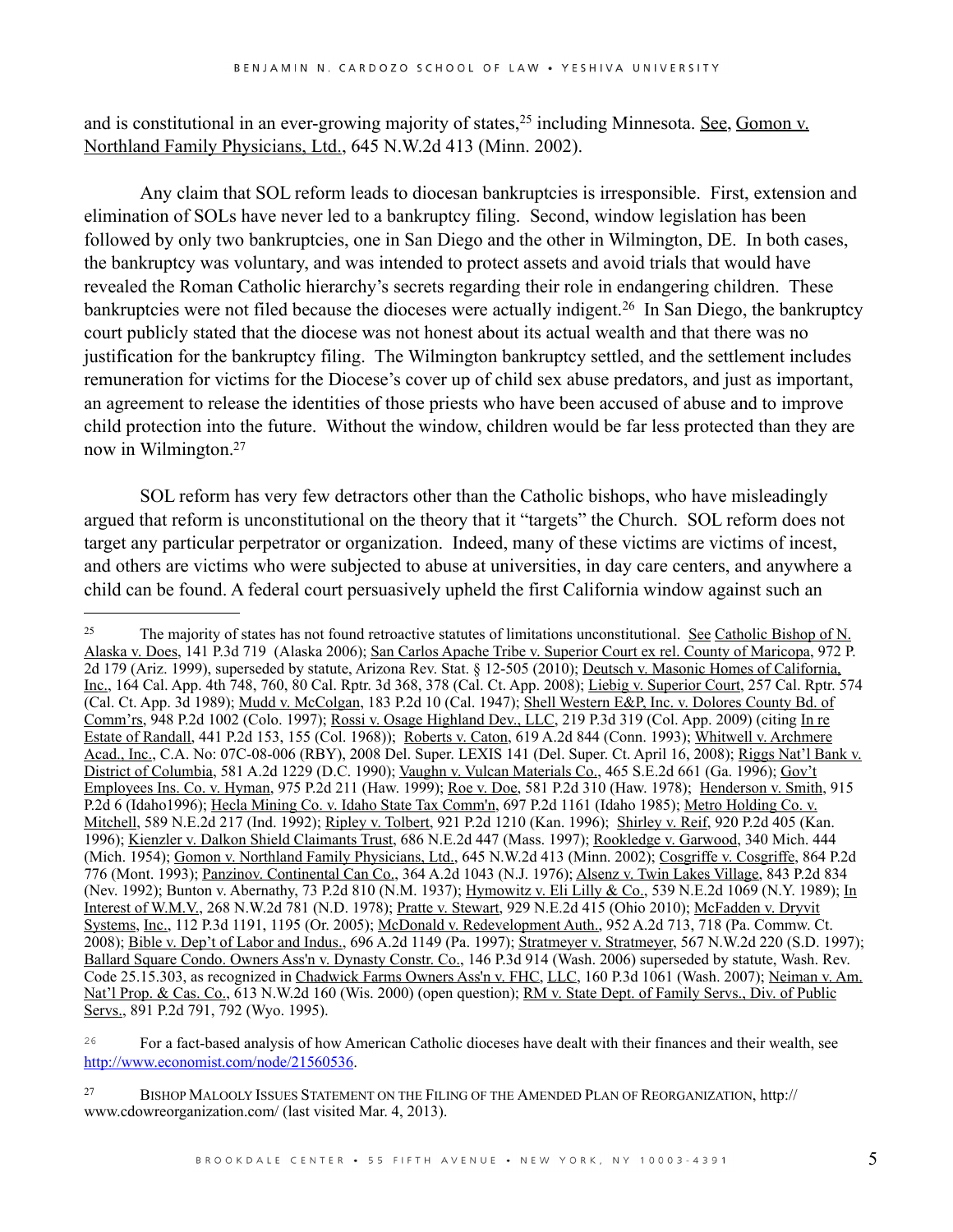and is constitutional in an ever-growing majority of states,[25] including Minnesota. See, Gomon v. Northland Family Physicians, Ltd., 645 N.W.2d 413 (Minn. 2002).

Any claim that SOL reform leads to diocesan bankruptcies is irresponsible. First, extension and elimination of SOLs have never led to a bankruptcy filing. Second, window legislation has been followed by only two bankruptcies, one in San Diego and the other in Wilmington, DE. In both cases, the bankruptcy was voluntary, and was intended to protect assets and avoid trials that would have revealed the Roman Catholic hierarchy's secrets regarding their role in endangering children. These bankruptcies were not filed because the dioceses were actually indigent.[26] In San Diego, the bankruptcy court publicly stated that the diocese was not honest about its actual wealth and that there was no justification for the bankruptcy filing. The Wilmington bankruptcy settled, and the settlement includes remuneration for victims for the Diocese's cover up of child sex abuse predators, and just as important, an agreement to release the identities of those priests who have been accused of abuse and to improve child protection into the future. Without the window, children would be far less protected than they are now in Wilmington.[27]

SOL reform has very few detractors other than the Catholic bishops, who have misleadingly argued that reform is unconstitutional on the theory that it "targets" the Church. SOL reform does not target any particular perpetrator or organization. Indeed, many of these victims are victims of incest, and others are victims who were subjected to abuse at universities, in day care centers, and anywhere a child can be found. A federal court persuasively upheld the first California window against such an

---

[25] The majority of states has not found retroactive statutes of limitations unconstitutional. See Catholic Bishop of N. Alaska v. Does, 141 P.3d 719 (Alaska 2006); San Carlos Apache Tribe v. Superior Court ex rel. County of Maricopa, 972 P. 2d 179 (Ariz. 1999), superseded by statute, Arizona Rev. Stat. § 12-505 (2010); Deutsch v. Masonic Homes of California, Inc., 164 Cal. App. 4th 748, 760, 80 Cal. Rptr. 3d 368, 378 (Cal. Ct. App. 2008); Liebig v. Superior Court, 257 Cal. Rptr. 574 (Cal. Ct. App. 3d 1989); Mudd v. McColgan, 183 P.2d 10 (Cal. 1947); Shell Western E&P, Inc. v. Dolores County Bd. of Comm'rs, 948 P.2d 1002 (Colo. 1997); Rossi v. Osage Highland Dev., LLC, 219 P.3d 319 (Col. App. 2009) (citing In re Estate of Randall, 441 P.2d 153, 155 (Col. 1968)); Roberts v. Caton, 619 A.2d 844 (Conn. 1993); Whitwell v. Archmere Acad., Inc., C.A. No: 07C-08-006 (RBY), 2008 Del. Super. LEXIS 141 (Del. Super. Ct. April 16, 2008); Riggs Nat'l Bank v. District of Columbia, 581 A.2d 1229 (D.C. 1990); Vaughn v. Vulcan Materials Co., 465 S.E.2d 661 (Ga. 1996); Gov't Employees Ins. Co. v. Hyman, 975 P.2d 211 (Haw. 1999); Roe v. Doe, 581 P.2d 310 (Haw. 1978); Henderson v. Smith, 915 P.2d 6 (Idaho1996); Hecla Mining Co. v. Idaho State Tax Comm'n, 697 P.2d 1161 (Idaho 1985); Metro Holding Co. v. Mitchell, 589 N.E.2d 217 (Ind. 1992); Ripley v. Tolbert, 921 P.2d 1210 (Kan. 1996); Shirley v. Reif, 920 P.2d 405 (Kan. 1996); Kienzler v. Dalkon Shield Claimants Trust, 686 N.E.2d 447 (Mass. 1997); Rookledge v. Garwood, 340 Mich. 444 (Mich. 1954); Gomon v. Northland Family Physicians, Ltd., 645 N.W.2d 413 (Minn. 2002); Cosgriffe v. Cosgriffe, 864 P.2d 776 (Mont. 1993); Panzinov. Continental Can Co., 364 A.2d 1043 (N.J. 1976); Alsenz v. Twin Lakes Village, 843 P.2d 834 (Nev. 1992); Bunton v. Abernathy, 73 P.2d 810 (N.M. 1937); Hymowitz v. Eli Lilly & Co., 539 N.E.2d 1069 (N.Y. 1989); In Interest of W.M.V., 268 N.W.2d 781 (N.D. 1978); Pratte v. Stewart, 929 N.E.2d 415 (Ohio 2010); McFadden v. Dryvit Systems, Inc., 112 P.3d 1191, 1195 (Or. 2005); McDonald v. Redevelopment Auth., 952 A.2d 713, 718 (Pa. Commw. Ct. 2008); Bible v. Dep't of Labor and Indus., 696 A.2d 1149 (Pa. 1997); Stratmeyer v. Stratmeyer, 567 N.W.2d 220 (S.D. 1997); Ballard Square Condo. Owners Ass'n v. Dynasty Constr. Co., 146 P.3d 914 (Wash. 2006) superseded by statute, Wash. Rev. Code 25.15.303, as recognized in Chadwick Farms Owners Ass'n v. FHC, LLC, 160 P.3d 1061 (Wash. 2007); Neiman v. Am. Nat'l Prop. & Cas. Co., 613 N.W.2d 160 (Wis. 2000) (open question); RM v. State Dept. of Family Servs., Div. of Public Servs., 891 P.2d 791, 792 (Wyo. 1995).

[26] For a fact-based analysis of how American Catholic dioceses have dealt with their finances and their wealth, see http://www.economist.com/node/21560536.

[27] BISHOP MALOOLY ISSUES STATEMENT ON THE FILING OF THE AMENDED PLAN OF REORGANIZATION, http://www.cdowreorganization.com/ (last visited Mar. 4, 2013).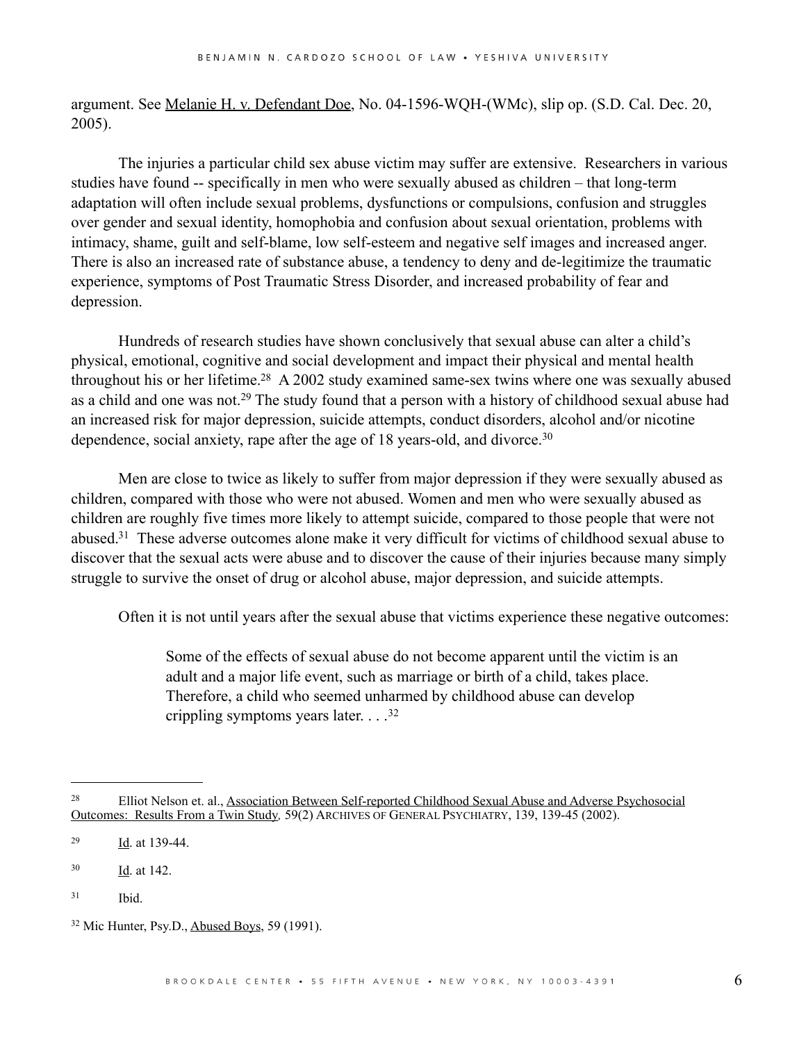argument. See Melanie H. v. Defendant Doe, No. 04-1596-WQH-(WMc), slip op. (S.D. Cal. Dec. 20, 2005).

The injuries a particular child sex abuse victim may suffer are extensive. Researchers in various studies have found -- specifically in men who were sexually abused as children – that long-term adaptation will often include sexual problems, dysfunctions or compulsions, confusion and struggles over gender and sexual identity, homophobia and confusion about sexual orientation, problems with intimacy, shame, guilt and self-blame, low self-esteem and negative self images and increased anger. There is also an increased rate of substance abuse, a tendency to deny and de-legitimize the traumatic experience, symptoms of Post Traumatic Stress Disorder, and increased probability of fear and depression.

Hundreds of research studies have shown conclusively that sexual abuse can alter a child's physical, emotional, cognitive and social development and impact their physical and mental health throughout his or her lifetime.[28] A 2002 study examined same-sex twins where one was sexually abused as a child and one was not.[29] The study found that a person with a history of childhood sexual abuse had an increased risk for major depression, suicide attempts, conduct disorders, alcohol and/or nicotine dependence, social anxiety, rape after the age of 18 years-old, and divorce.[30]

Men are close to twice as likely to suffer from major depression if they were sexually abused as children, compared with those who were not abused. Women and men who were sexually abused as children are roughly five times more likely to attempt suicide, compared to those people that were not abused.[31] These adverse outcomes alone make it very difficult for victims of childhood sexual abuse to discover that the sexual acts were abuse and to discover the cause of their injuries because many simply struggle to survive the onset of drug or alcohol abuse, major depression, and suicide attempts.

Often it is not until years after the sexual abuse that victims experience these negative outcomes:

> Some of the effects of sexual abuse do not become apparent until the victim is an adult and a major life event, such as marriage or birth of a child, takes place. Therefore, a child who seemed unharmed by childhood abuse can develop crippling symptoms years later. . . .[32]

---

[28] Elliot Nelson et. al., Association Between Self-reported Childhood Sexual Abuse and Adverse Psychosocial Outcomes: Results From a Twin Study, 59(2) ARCHIVES OF GENERAL PSYCHIATRY, 139, 139-45 (2002).

[29] Id. at 139-44.

[30] Id. at 142.

[31] Ibid.

[32] Mic Hunter, Psy.D., Abused Boys, 59 (1991).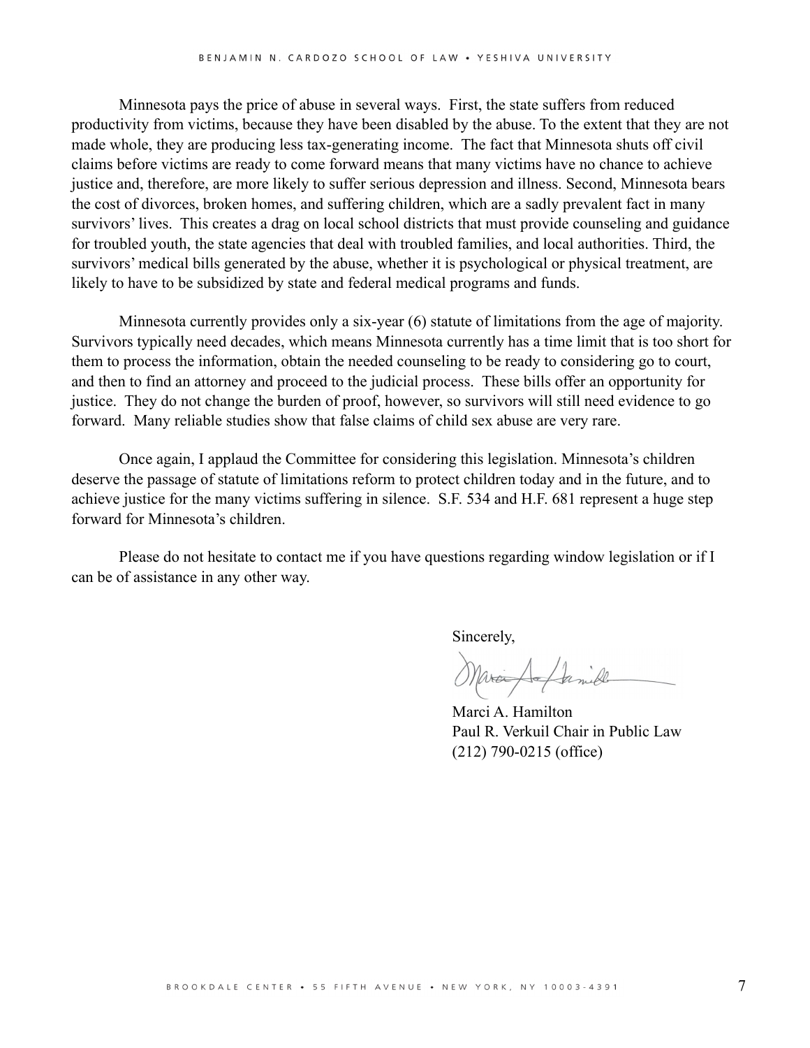Minnesota pays the price of abuse in several ways. First, the state suffers from reduced productivity from victims, because they have been disabled by the abuse. To the extent that they are not made whole, they are producing less tax-generating income. The fact that Minnesota shuts off civil claims before victims are ready to come forward means that many victims have no chance to achieve justice and, therefore, are more likely to suffer serious depression and illness. Second, Minnesota bears the cost of divorces, broken homes, and suffering children, which are a sadly prevalent fact in many survivors' lives. This creates a drag on local school districts that must provide counseling and guidance for troubled youth, the state agencies that deal with troubled families, and local authorities. Third, the survivors' medical bills generated by the abuse, whether it is psychological or physical treatment, are likely to have to be subsidized by state and federal medical programs and funds.

Minnesota currently provides only a six-year (6) statute of limitations from the age of majority. Survivors typically need decades, which means Minnesota currently has a time limit that is too short for them to process the information, obtain the needed counseling to be ready to considering go to court, and then to find an attorney and proceed to the judicial process. These bills offer an opportunity for justice. They do not change the burden of proof, however, so survivors will still need evidence to go forward. Many reliable studies show that false claims of child sex abuse are very rare.

Once again, I applaud the Committee for considering this legislation. Minnesota's children deserve the passage of statute of limitations reform to protect children today and in the future, and to achieve justice for the many victims suffering in silence. S.F. 534 and H.F. 681 represent a huge step forward for Minnesota's children.

Please do not hesitate to contact me if you have questions regarding window legislation or if I can be of assistance in any other way.

Sincerely,

Marci A. Hamilton
Paul R. Verkuil Chair in Public Law
(212) 790-0215 (office)